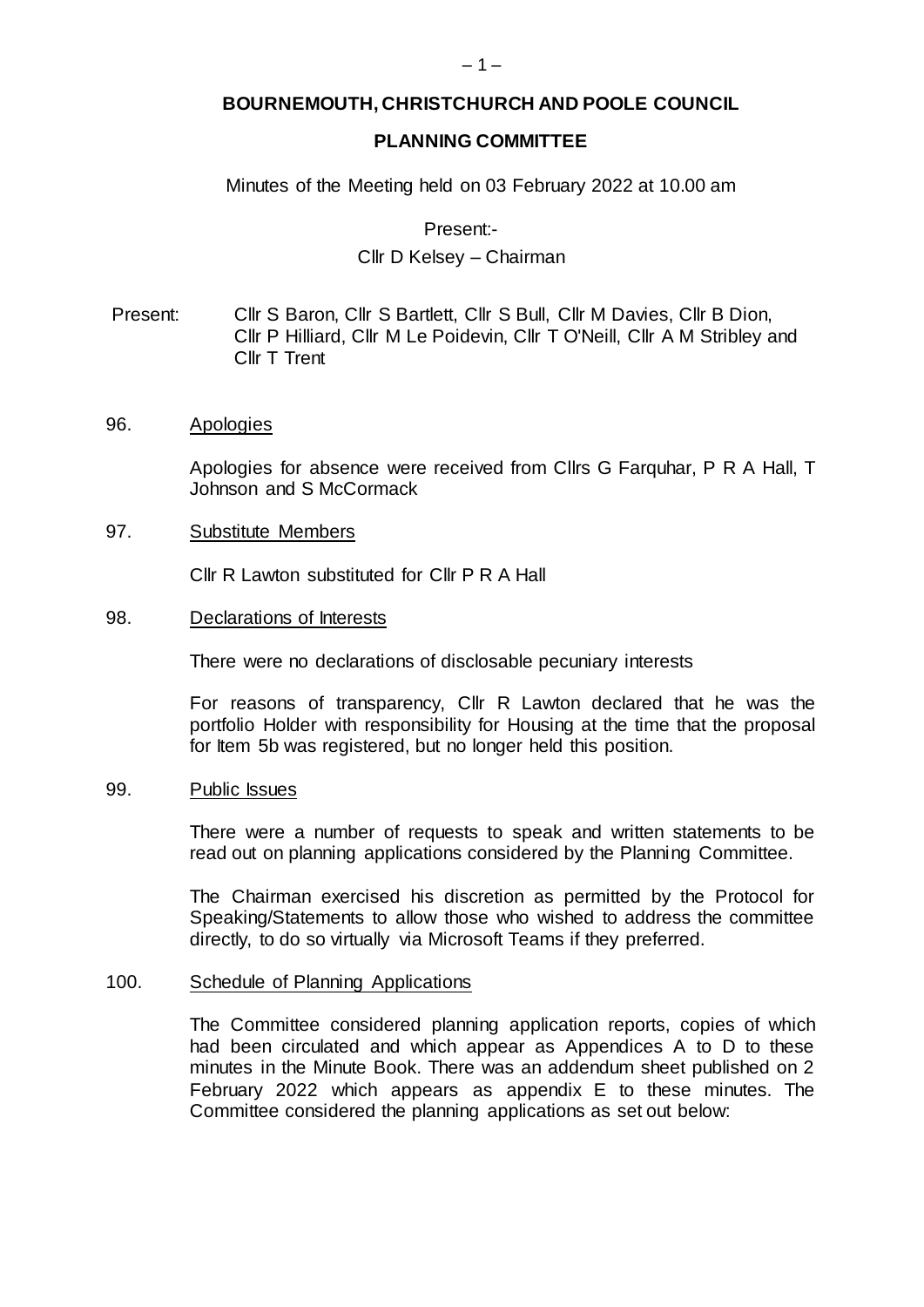# BOURNEMOUTH, CHRISTCHURCH AND POOLE COUNCIL

## PLANNING COMMITTEE

Minutes of the Meeting held on 03 February 2022 at 10.00 am

Present:-

Cllr D Kelsey – Chairman

Present: Cllr S Baron, Cllr S Bartlett, Cllr S Bull, Cllr M Davies, Cllr B Dion, Cllr P Hilliard, Cllr M Le Poidevin, Cllr T O'Neill, Cllr A M Stribley and Cllr T Trent

### 96. Apologies

Apologies for absence were received from Cllrs G Farquhar, P R A Hall, T Johnson and S McCormack

### 97. Substitute Members

Cllr R Lawton substituted for Cllr P R A Hall

### 98. Declarations of Interests

There were no declarations of disclosable pecuniary interests

For reasons of transparency, Cllr R Lawton declared that he was the portfolio Holder with responsibility for Housing at the time that the proposal for Item 5b was registered, but no longer held this position.

### 99. Public Issues

There were a number of requests to speak and written statements to be read out on planning applications considered by the Planning Committee.

The Chairman exercised his discretion as permitted by the Protocol for Speaking/Statements to allow those who wished to address the committee directly, to do so virtually via Microsoft Teams if they preferred.

### 100. Schedule of Planning Applications

The Committee considered planning application reports, copies of which had been circulated and which appear as Appendices A to D to these minutes in the Minute Book. There was an addendum sheet published on 2 February 2022 which appears as appendix E to these minutes. The Committee considered the planning applications as set out below: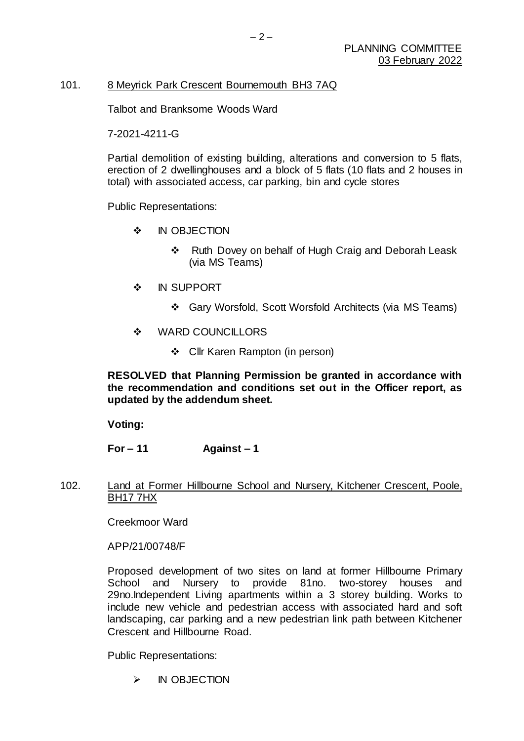101. 8 Meyrick Park Crescent Bournemouth BH3 7AQ

Talbot and Branksome Woods Ward

7-2021-4211-G

Partial demolition of existing building, alterations and conversion to 5 flats, erection of 2 dwellinghouses and a block of 5 flats (10 flats and 2 houses in total) with associated access, car parking, bin and cycle stores

Public Representations:

- IN OBJECTION
  - Ruth Dovey on behalf of Hugh Craig and Deborah Leask (via MS Teams)
- IN SUPPORT
  - Gary Worsfold, Scott Worsfold Architects (via MS Teams)
- WARD COUNCILLORS
  - Cllr Karen Rampton (in person)

**RESOLVED that Planning Permission be granted in accordance with the recommendation and conditions set out in the Officer report, as updated by the addendum sheet.**

**Voting:**

**For – 11 Against – 1**

102. Land at Former Hillbourne School and Nursery, Kitchener Crescent, Poole, BH17 7HX

Creekmoor Ward

APP/21/00748/F

Proposed development of two sites on land at former Hillbourne Primary School and Nursery to provide 81no. two-storey houses and 29no.Independent Living apartments within a 3 storey building. Works to include new vehicle and pedestrian access with associated hard and soft landscaping, car parking and a new pedestrian link path between Kitchener Crescent and Hillbourne Road.

Public Representations:

- IN OBJECTION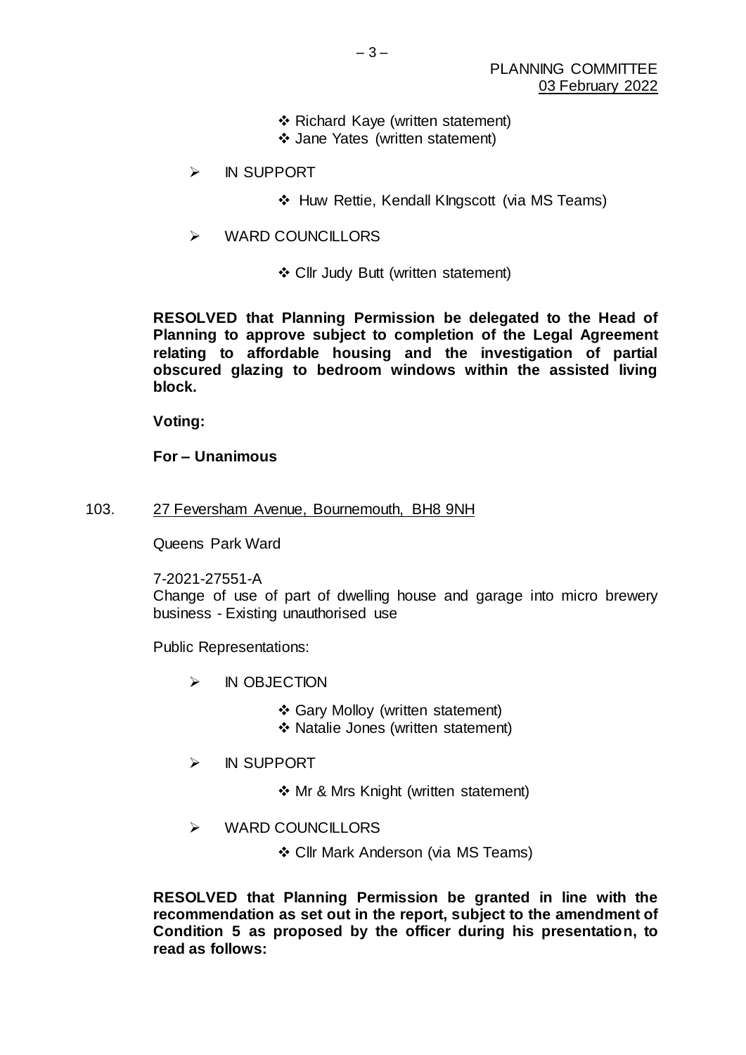- ❖ Richard Kaye (written statement)
- ❖ Jane Yates (written statement)

- ➢ IN SUPPORT
  - ❖ Huw Rettie, Kendall KIngscott (via MS Teams)

- ➢ WARD COUNCILLORS
  - ❖ Cllr Judy Butt (written statement)

**RESOLVED that Planning Permission be delegated to the Head of Planning to approve subject to completion of the Legal Agreement relating to affordable housing and the investigation of partial obscured glazing to bedroom windows within the assisted living block.**

**Voting:**

**For – Unanimous**

103. <u>27 Feversham Avenue, Bournemouth, BH8 9NH</u>

Queens Park Ward

7-2021-27551-A
Change of use of part of dwelling house and garage into micro brewery business - Existing unauthorised use

Public Representations:

- ➢ IN OBJECTION
  - ❖ Gary Molloy (written statement)
  - ❖ Natalie Jones (written statement)

- ➢ IN SUPPORT
  - ❖ Mr & Mrs Knight (written statement)

- ➢ WARD COUNCILLORS
  - ❖ Cllr Mark Anderson (via MS Teams)

**RESOLVED that Planning Permission be granted in line with the recommendation as set out in the report, subject to the amendment of Condition 5 as proposed by the officer during his presentation, to read as follows:**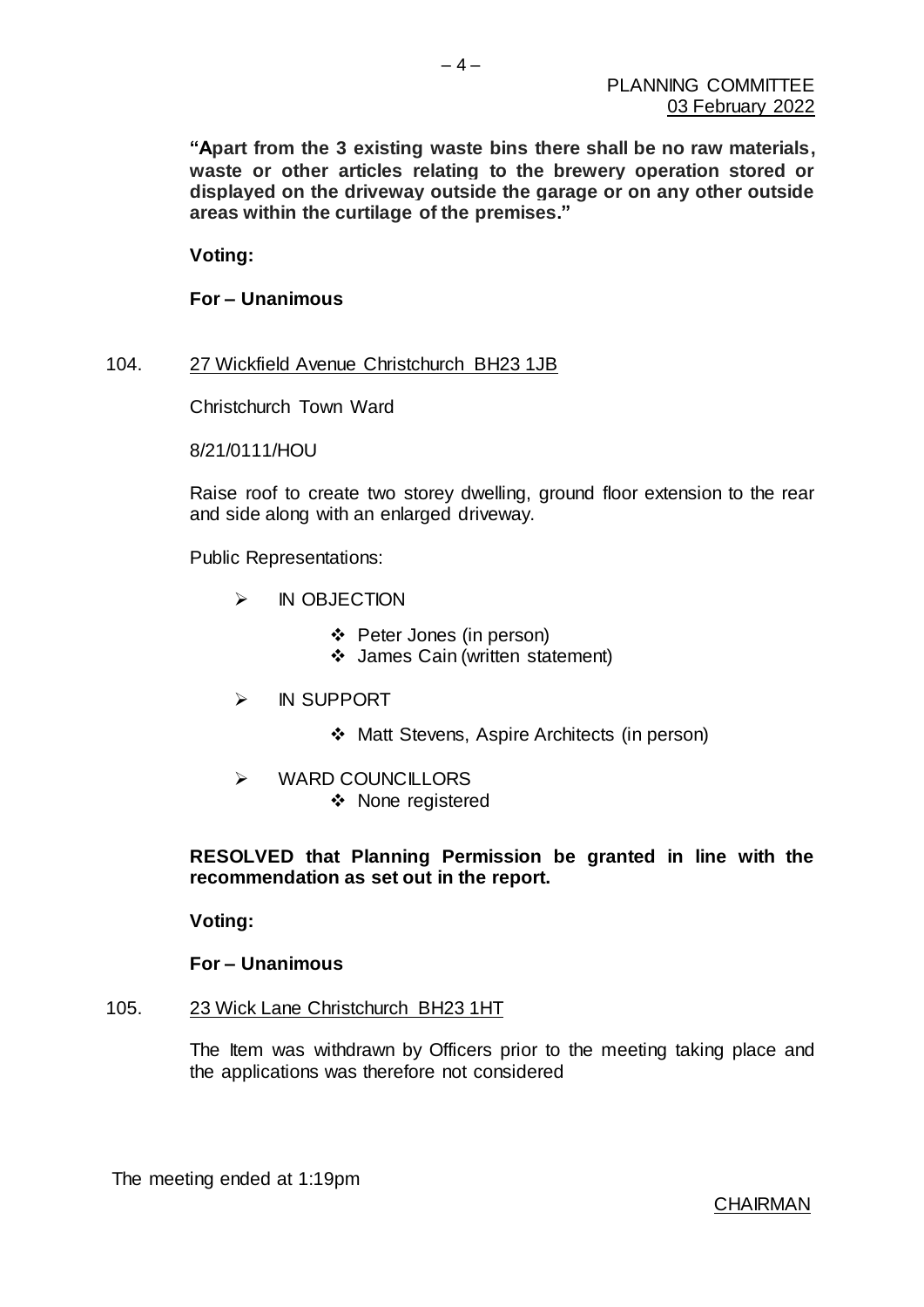**"Apart from the 3 existing waste bins there shall be no raw materials, waste or other articles relating to the brewery operation stored or displayed on the driveway outside the garage or on any other outside areas within the curtilage of the premises."**

**Voting:**

**For – Unanimous**

104. 27 Wickfield Avenue Christchurch BH23 1JB

Christchurch Town Ward

8/21/0111/HOU

Raise roof to create two storey dwelling, ground floor extension to the rear and side along with an enlarged driveway.

Public Representations:

- IN OBJECTION
  - Peter Jones (in person)
  - James Cain (written statement)
- IN SUPPORT
  - Matt Stevens, Aspire Architects (in person)
- WARD COUNCILLORS
  - None registered

**RESOLVED that Planning Permission be granted in line with the recommendation as set out in the report.**

**Voting:**

**For – Unanimous**

105. 23 Wick Lane Christchurch BH23 1HT

The Item was withdrawn by Officers prior to the meeting taking place and the applications was therefore not considered

The meeting ended at 1:19pm

CHAIRMAN